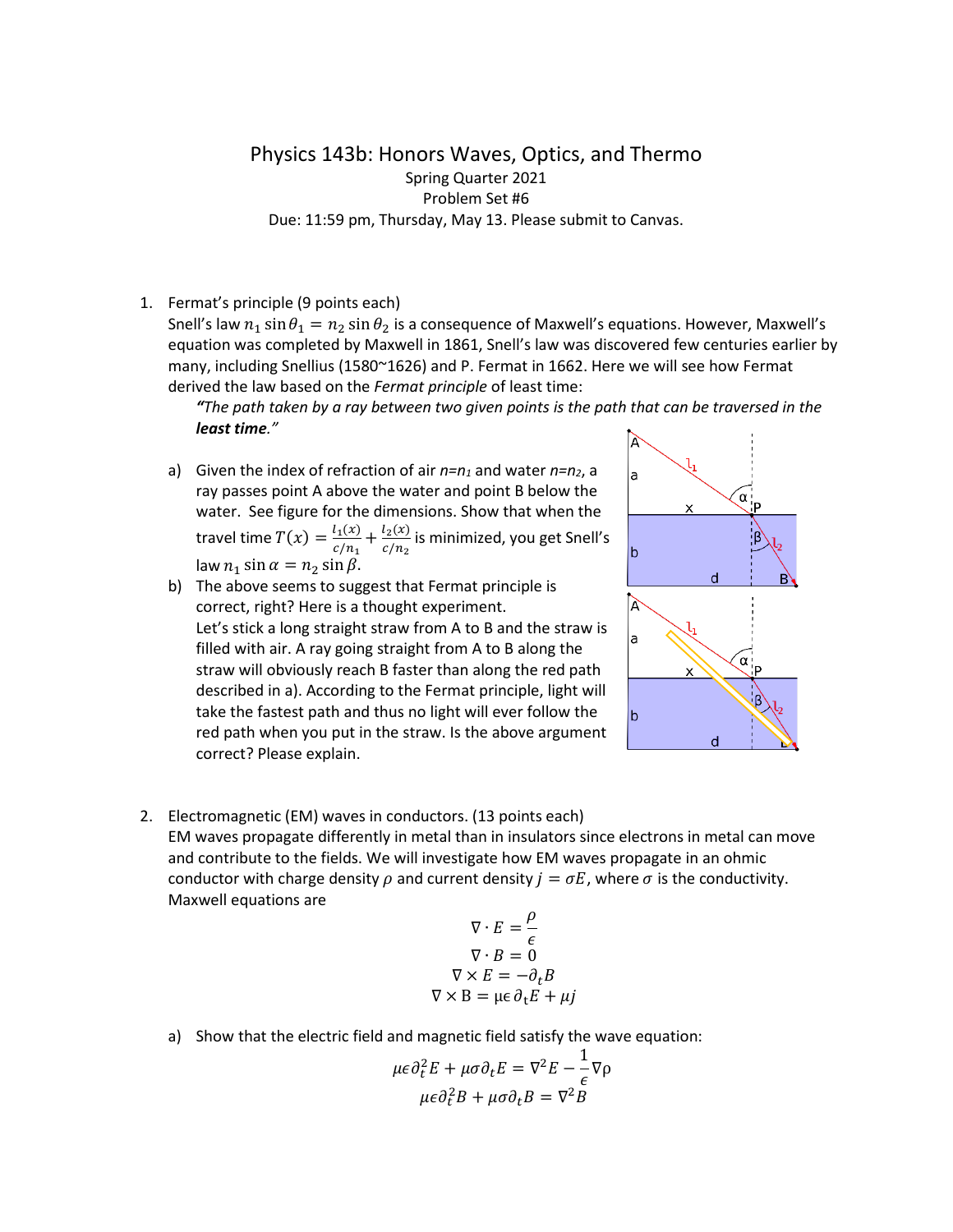# Physics 143b: Honors Waves, Optics, and Thermo

Spring Quarter 2021

Problem Set #6

Due: 11:59 pm, Thursday, May 13. Please submit to Canvas.

1. Fermat's principle (9 points each)

   Snell's law $n_1 \sin\theta_1 = n_2 \sin\theta_2$ is a consequence of Maxwell's equations. However, Maxwell's equation was completed by Maxwell in 1861, Snell's law was discovered few centuries earlier by many, including Snellius (1580~1626) and P. Fermat in 1662. Here we will see how Fermat derived the law based on the *Fermat principle* of least time:

   > ***"The path taken by a ray between two given points is the path that can be traversed in the least time."***

   a) Given the index of refraction of air $n=n_1$ and water $n=n_2$, a ray passes point A above the water and point B below the water. See figure for the dimensions. Show that when the travel time $T(x) = \frac{l_1(x)}{c/n_1} + \frac{l_2(x)}{c/n_2}$ is minimized, you get Snell's law $n_1 \sin\alpha = n_2 \sin\beta$.

   b) The above seems to suggest that Fermat principle is correct, right? Here is a thought experiment. Let's stick a long straight straw from A to B and the straw is filled with air. A ray going straight from A to B along the straw will obviously reach B faster than along the red path described in a). According to the Fermat principle, light will take the fastest path and thus no light will ever follow the red path when you put in the straw. Is the above argument correct? Please explain.

2. Electromagnetic (EM) waves in conductors. (13 points each)

   EM waves propagate differently in metal than in insulators since electrons in metal can move and contribute to the fields. We will investigate how EM waves propagate in an ohmic conductor with charge density $\rho$ and current density $j = \sigma E$, where $\sigma$ is the conductivity. Maxwell equations are

$$\nabla \cdot E = \frac{\rho}{\epsilon}$$

$$\nabla \cdot B = 0$$

$$\nabla \times E = -\partial_t B$$

$$\nabla \times B = \mu\epsilon\,\partial_t E + \mu j$$

   a) Show that the electric field and magnetic field satisfy the wave equation:

$$\mu\epsilon\partial_t^2 E + \mu\sigma\partial_t E = \nabla^2 E - \frac{1}{\epsilon}\nabla\rho$$

$$\mu\epsilon\partial_t^2 B + \mu\sigma\partial_t B = \nabla^2 B$$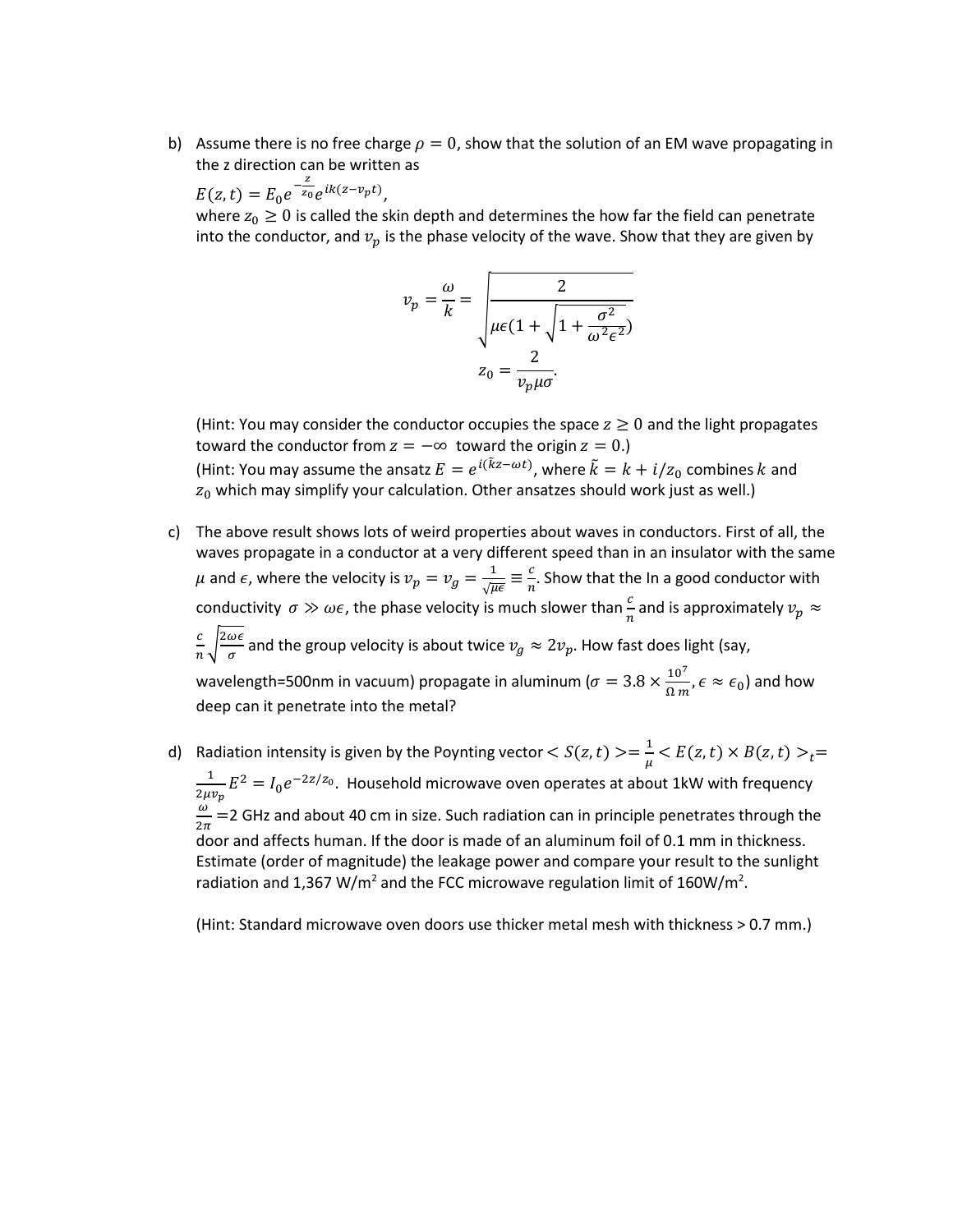b) Assume there is no free charge $\rho = 0$, show that the solution of an EM wave propagating in the z direction can be written as

$E(z,t) = E_0 e^{-\frac{z}{z_0}} e^{ik(z-v_p t)}$,

where $z_0 \geq 0$ is called the skin depth and determines the how far the field can penetrate into the conductor, and $v_p$ is the phase velocity of the wave. Show that they are given by

$$v_p = \frac{\omega}{k} = \sqrt{\frac{2}{\mu\epsilon(1 + \sqrt{1 + \frac{\sigma^2}{\omega^2\epsilon^2}})}}$$

$$z_0 = \frac{2}{v_p \mu \sigma}.$$

(Hint: You may consider the conductor occupies the space $z \geq 0$ and the light propagates toward the conductor from $z = -\infty$ toward the origin $z = 0$.)

(Hint: You may assume the ansatz $E = e^{i(\tilde{k}z - \omega t)}$, where $\tilde{k} = k + i/z_0$ combines $k$ and $z_0$ which may simplify your calculation. Other ansatzes should work just as well.)

c) The above result shows lots of weird properties about waves in conductors. First of all, the waves propagate in a conductor at a very different speed than in an insulator with the same $\mu$ and $\epsilon$, where the velocity is $v_p = v_g = \frac{1}{\sqrt{\mu\epsilon}} \equiv \frac{c}{n}$. Show that the In a good conductor with conductivity $\sigma \gg \omega\epsilon$, the phase velocity is much slower than $\frac{c}{n}$ and is approximately $v_p \approx \frac{c}{n}\sqrt{\frac{2\omega\epsilon}{\sigma}}$ and the group velocity is about twice $v_g \approx 2v_p$. How fast does light (say, wavelength=500nm in vacuum) propagate in aluminum ($\sigma = 3.8 \times \frac{10^7}{\Omega\, m}$, $\epsilon \approx \epsilon_0$) and how deep can it penetrate into the metal?

d) Radiation intensity is given by the Poynting vector $< S(z,t) > = \frac{1}{\mu} < E(z,t) \times B(z,t) >_t = \frac{1}{2\mu v_p} E^2 = I_0 e^{-2z/z_0}$. Household microwave oven operates at about 1kW with frequency $\frac{\omega}{2\pi}$ =2 GHz and about 40 cm in size. Such radiation can in principle penetrates through the door and affects human. If the door is made of an aluminum foil of 0.1 mm in thickness. Estimate (order of magnitude) the leakage power and compare your result to the sunlight radiation and 1,367 W/m² and the FCC microwave regulation limit of 160W/m².

(Hint: Standard microwave oven doors use thicker metal mesh with thickness > 0.7 mm.)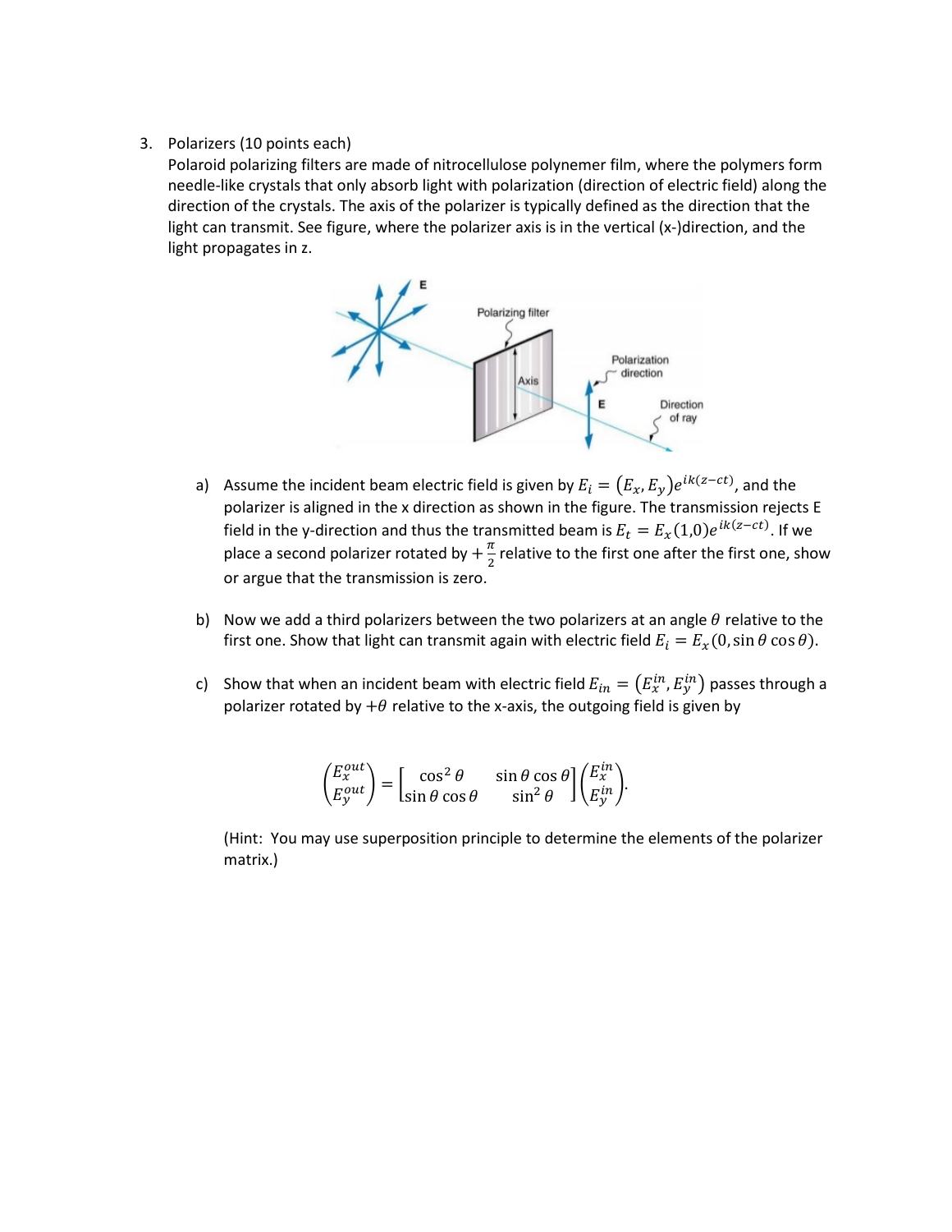3. Polarizers (10 points each)

   Polaroid polarizing filters are made of nitrocellulose polynemer film, where the polymers form needle-like crystals that only absorb light with polarization (direction of electric field) along the direction of the crystals. The axis of the polarizer is typically defined as the direction that the light can transmit. See figure, where the polarizer axis is in the vertical (x-)direction, and the light propagates in z.

   E

   Polarizing filter

   Axis

   Polarization direction

   E

   Direction of ray

   a) Assume the incident beam electric field is given by $E_i = (E_x, E_y)e^{ik(z-ct)}$, and the polarizer is aligned in the x direction as shown in the figure. The transmission rejects E field in the y-direction and thus the transmitted beam is $E_t = E_x(1,0)e^{ik(z-ct)}$. If we place a second polarizer rotated by $+\frac{\pi}{2}$ relative to the first one after the first one, show or argue that the transmission is zero.

   b) Now we add a third polarizers between the two polarizers at an angle $\theta$ relative to the first one. Show that light can transmit again with electric field $E_i = E_x(0, \sin\theta\cos\theta)$.

   c) Show that when an incident beam with electric field $E_{in} = (E_x^{in}, E_y^{in})$ passes through a polarizer rotated by $+\theta$ relative to the x-axis, the outgoing field is given by

$$\begin{pmatrix} E_x^{out} \\ E_y^{out} \end{pmatrix} = \begin{bmatrix} \cos^2\theta & \sin\theta\cos\theta \\ \sin\theta\cos\theta & \sin^2\theta \end{bmatrix} \begin{pmatrix} E_x^{in} \\ E_y^{in} \end{pmatrix}.$$

   (Hint: You may use superposition principle to determine the elements of the polarizer matrix.)